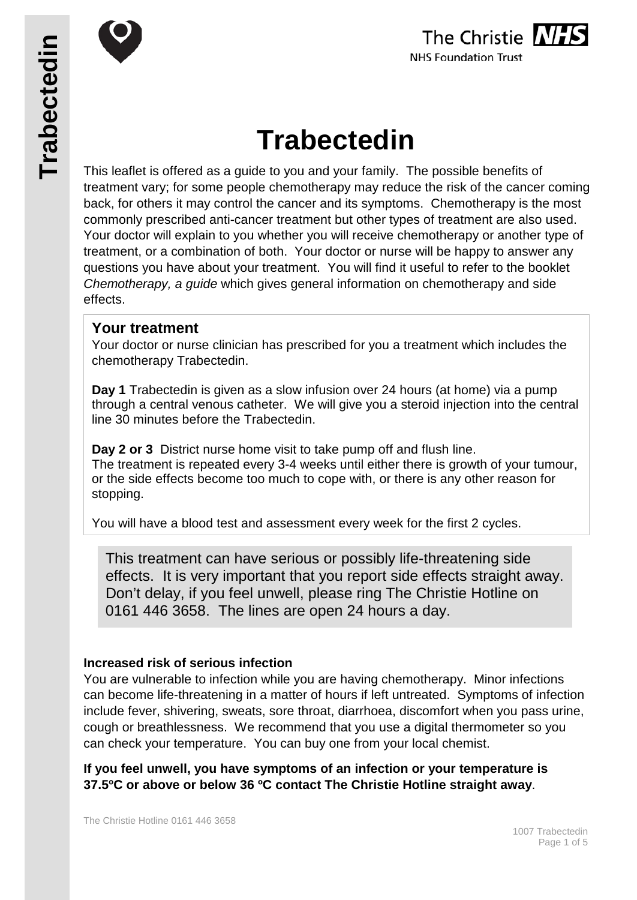# Trabectedin

This leaflet is offered as a guide to you and your family. The possible benefits of treatment vary; for some people chemotherapy may reduce the risk of the cancer coming back, for others it may control the cancer and its symptoms. Chemotherapy is the most commonly prescribed anti-cancer treatment but other types of treatment are also used. Your doctor will explain to you whether you will receive chemotherapy or another type of treatment, or a combination of both. Your doctor or nurse will be happy to answer any questions you have about your treatment. You will find it useful to refer to the booklet *Chemotherapy, a guide* which gives general information on chemotherapy and side effects.

## Your treatment

Your doctor or nurse clinician has prescribed for you a treatment which includes the chemotherapy Trabectedin.

**Day 1** Trabectedin is given as a slow infusion over 24 hours (at home) via a pump through a central venous catheter. We will give you a steroid injection into the central line 30 minutes before the Trabectedin.

**Day 2 or 3** District nurse home visit to take pump off and flush line.
The treatment is repeated every 3-4 weeks until either there is growth of your tumour, or the side effects become too much to cope with, or there is any other reason for stopping.

You will have a blood test and assessment every week for the first 2 cycles.

This treatment can have serious or possibly life-threatening side effects. It is very important that you report side effects straight away. Don't delay, if you feel unwell, please ring The Christie Hotline on 0161 446 3658. The lines are open 24 hours a day.

**Increased risk of serious infection**

You are vulnerable to infection while you are having chemotherapy. Minor infections can become life-threatening in a matter of hours if left untreated. Symptoms of infection include fever, shivering, sweats, sore throat, diarrhoea, discomfort when you pass urine, cough or breathlessness. We recommend that you use a digital thermometer so you can check your temperature. You can buy one from your local chemist.

**If you feel unwell, you have symptoms of an infection or your temperature is 37.5ºC or above or below 36 ºC contact The Christie Hotline straight away**.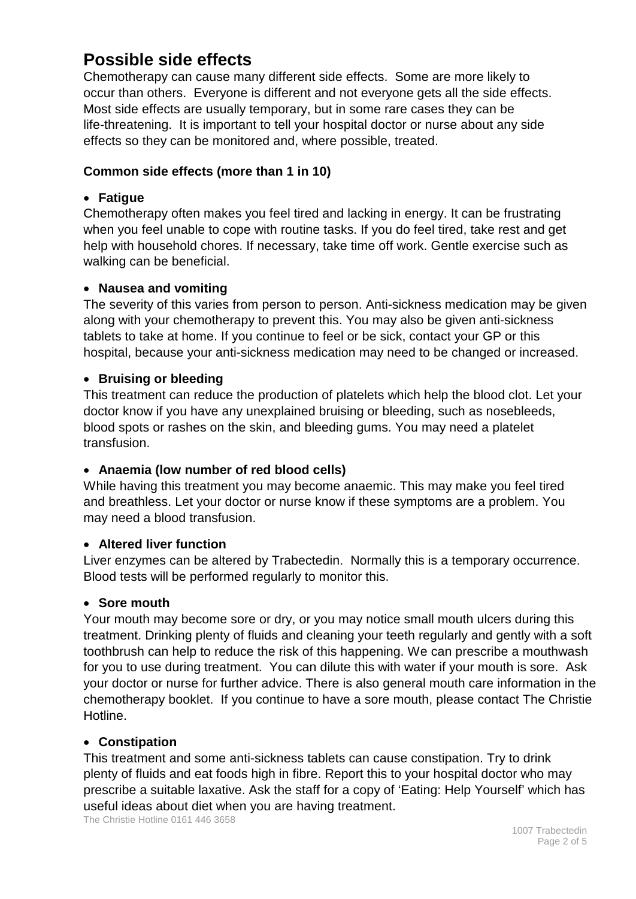# Possible side effects

Chemotherapy can cause many different side effects. Some are more likely to occur than others. Everyone is different and not everyone gets all the side effects. Most side effects are usually temporary, but in some rare cases they can be life-threatening. It is important to tell your hospital doctor or nurse about any side effects so they can be monitored and, where possible, treated.

**Common side effects (more than 1 in 10)**

- **Fatigue**

Chemotherapy often makes you feel tired and lacking in energy. It can be frustrating when you feel unable to cope with routine tasks. If you do feel tired, take rest and get help with household chores. If necessary, take time off work. Gentle exercise such as walking can be beneficial.

- **Nausea and vomiting**

The severity of this varies from person to person. Anti-sickness medication may be given along with your chemotherapy to prevent this. You may also be given anti-sickness tablets to take at home. If you continue to feel or be sick, contact your GP or this hospital, because your anti-sickness medication may need to be changed or increased.

- **Bruising or bleeding**

This treatment can reduce the production of platelets which help the blood clot. Let your doctor know if you have any unexplained bruising or bleeding, such as nosebleeds, blood spots or rashes on the skin, and bleeding gums. You may need a platelet transfusion.

- **Anaemia (low number of red blood cells)**

While having this treatment you may become anaemic. This may make you feel tired and breathless. Let your doctor or nurse know if these symptoms are a problem. You may need a blood transfusion.

- **Altered liver function**

Liver enzymes can be altered by Trabectedin. Normally this is a temporary occurrence. Blood tests will be performed regularly to monitor this.

- **Sore mouth**

Your mouth may become sore or dry, or you may notice small mouth ulcers during this treatment. Drinking plenty of fluids and cleaning your teeth regularly and gently with a soft toothbrush can help to reduce the risk of this happening. We can prescribe a mouthwash for you to use during treatment. You can dilute this with water if your mouth is sore. Ask your doctor or nurse for further advice. There is also general mouth care information in the chemotherapy booklet. If you continue to have a sore mouth, please contact The Christie Hotline.

- **Constipation**

This treatment and some anti-sickness tablets can cause constipation. Try to drink plenty of fluids and eat foods high in fibre. Report this to your hospital doctor who may prescribe a suitable laxative. Ask the staff for a copy of 'Eating: Help Yourself' which has useful ideas about diet when you are having treatment.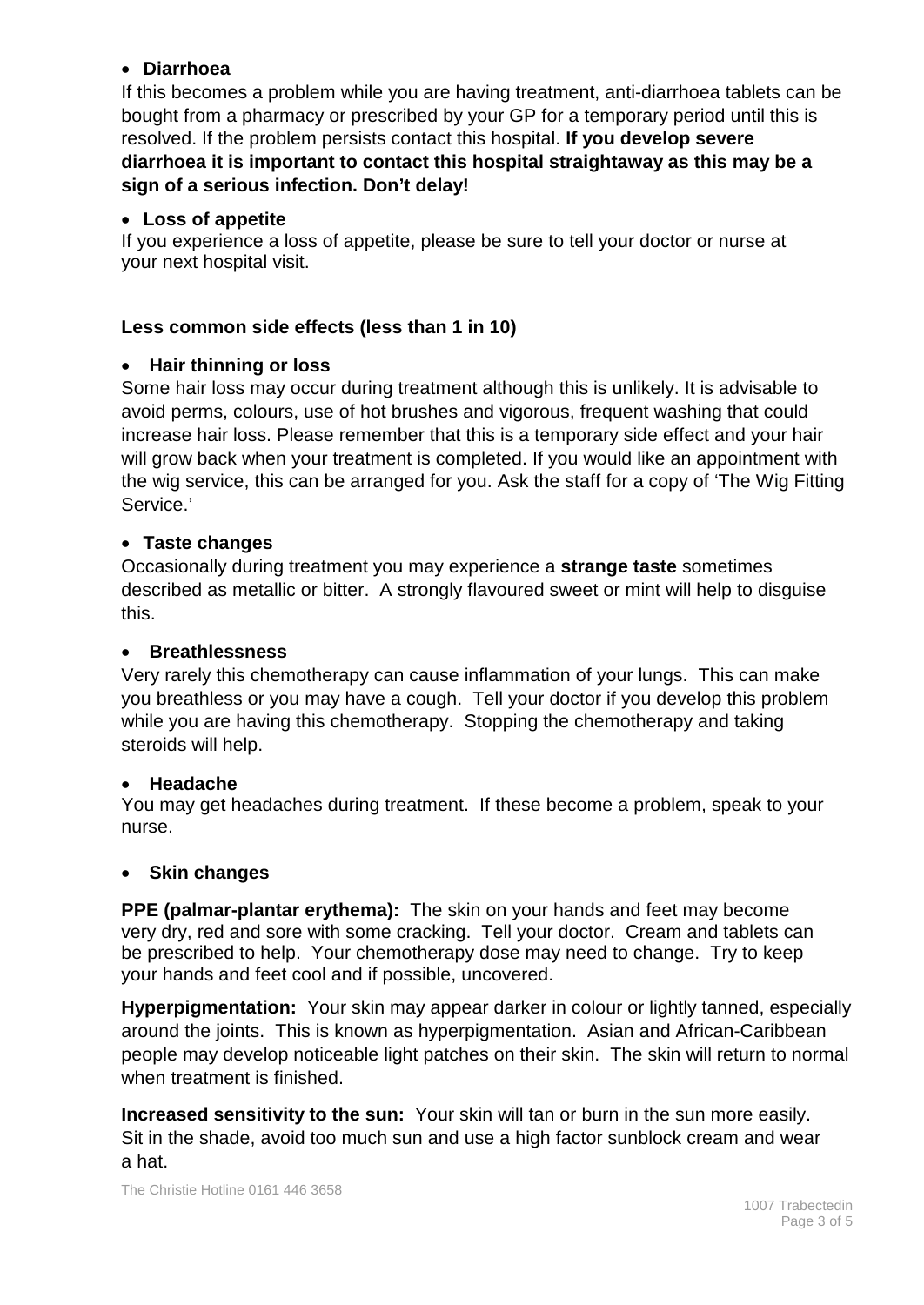- **Diarrhoea**

If this becomes a problem while you are having treatment, anti-diarrhoea tablets can be bought from a pharmacy or prescribed by your GP for a temporary period until this is resolved. If the problem persists contact this hospital. **If you develop severe diarrhoea it is important to contact this hospital straightaway as this may be a sign of a serious infection. Don't delay!**

- **Loss of appetite**

If you experience a loss of appetite, please be sure to tell your doctor or nurse at your next hospital visit.

### Less common side effects (less than 1 in 10)

- **Hair thinning or loss**

Some hair loss may occur during treatment although this is unlikely. It is advisable to avoid perms, colours, use of hot brushes and vigorous, frequent washing that could increase hair loss. Please remember that this is a temporary side effect and your hair will grow back when your treatment is completed. If you would like an appointment with the wig service, this can be arranged for you. Ask the staff for a copy of 'The Wig Fitting Service.'

- **Taste changes**

Occasionally during treatment you may experience a **strange taste** sometimes described as metallic or bitter. A strongly flavoured sweet or mint will help to disguise this.

- **Breathlessness**

Very rarely this chemotherapy can cause inflammation of your lungs. This can make you breathless or you may have a cough. Tell your doctor if you develop this problem while you are having this chemotherapy. Stopping the chemotherapy and taking steroids will help.

- **Headache**

You may get headaches during treatment. If these become a problem, speak to your nurse.

- **Skin changes**

**PPE (palmar-plantar erythema):** The skin on your hands and feet may become very dry, red and sore with some cracking. Tell your doctor. Cream and tablets can be prescribed to help. Your chemotherapy dose may need to change. Try to keep your hands and feet cool and if possible, uncovered.

**Hyperpigmentation:** Your skin may appear darker in colour or lightly tanned, especially around the joints. This is known as hyperpigmentation. Asian and African-Caribbean people may develop noticeable light patches on their skin. The skin will return to normal when treatment is finished.

**Increased sensitivity to the sun:** Your skin will tan or burn in the sun more easily. Sit in the shade, avoid too much sun and use a high factor sunblock cream and wear a hat.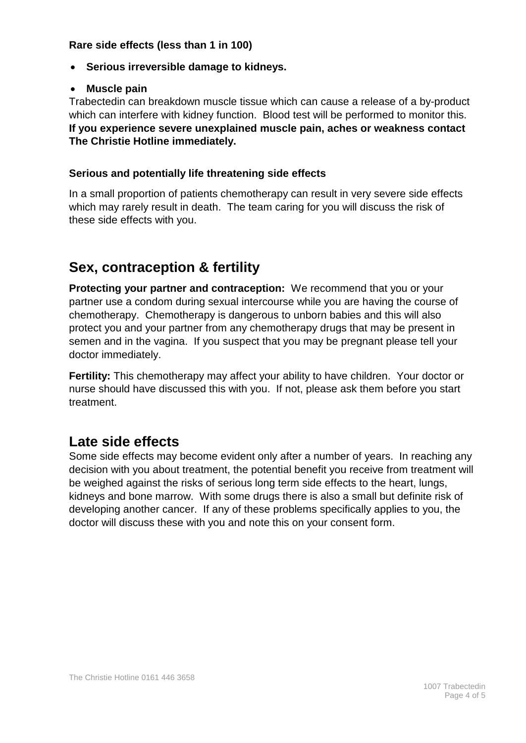**Rare side effects (less than 1 in 100)**

- **Serious irreversible damage to kidneys.**
- **Muscle pain**

Trabectedin can breakdown muscle tissue which can cause a release of a by-product which can interfere with kidney function. Blood test will be performed to monitor this. **If you experience severe unexplained muscle pain, aches or weakness contact The Christie Hotline immediately.**

**Serious and potentially life threatening side effects**

In a small proportion of patients chemotherapy can result in very severe side effects which may rarely result in death. The team caring for you will discuss the risk of these side effects with you.

## Sex, contraception & fertility

**Protecting your partner and contraception:** We recommend that you or your partner use a condom during sexual intercourse while you are having the course of chemotherapy. Chemotherapy is dangerous to unborn babies and this will also protect you and your partner from any chemotherapy drugs that may be present in semen and in the vagina. If you suspect that you may be pregnant please tell your doctor immediately.

**Fertility:** This chemotherapy may affect your ability to have children. Your doctor or nurse should have discussed this with you. If not, please ask them before you start treatment.

## Late side effects

Some side effects may become evident only after a number of years. In reaching any decision with you about treatment, the potential benefit you receive from treatment will be weighed against the risks of serious long term side effects to the heart, lungs, kidneys and bone marrow. With some drugs there is also a small but definite risk of developing another cancer. If any of these problems specifically applies to you, the doctor will discuss these with you and note this on your consent form.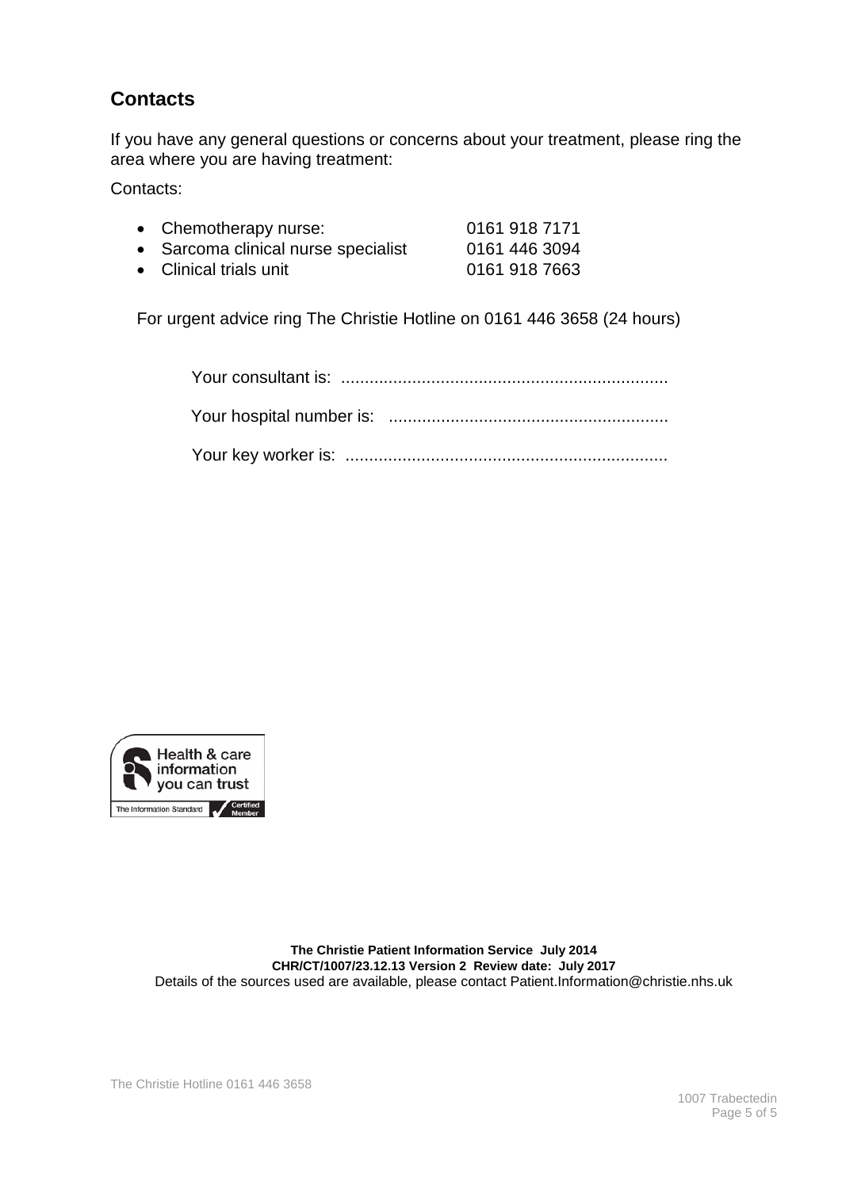## Contacts

If you have any general questions or concerns about your treatment, please ring the area where you are having treatment:

Contacts:

- Chemotherapy nurse: 0161 918 7171
- Sarcoma clinical nurse specialist 0161 446 3094
- Clinical trials unit 0161 918 7663

For urgent advice ring The Christie Hotline on 0161 446 3658 (24 hours)

Your consultant is: ....................................................................

Your hospital number is: ..........................................................

Your key worker is: ...................................................................

**The Christie Patient Information Service July 2014**
**CHR/CT/1007/23.12.13 Version 2 Review date: July 2017**
Details of the sources used are available, please contact Patient.Information@christie.nhs.uk